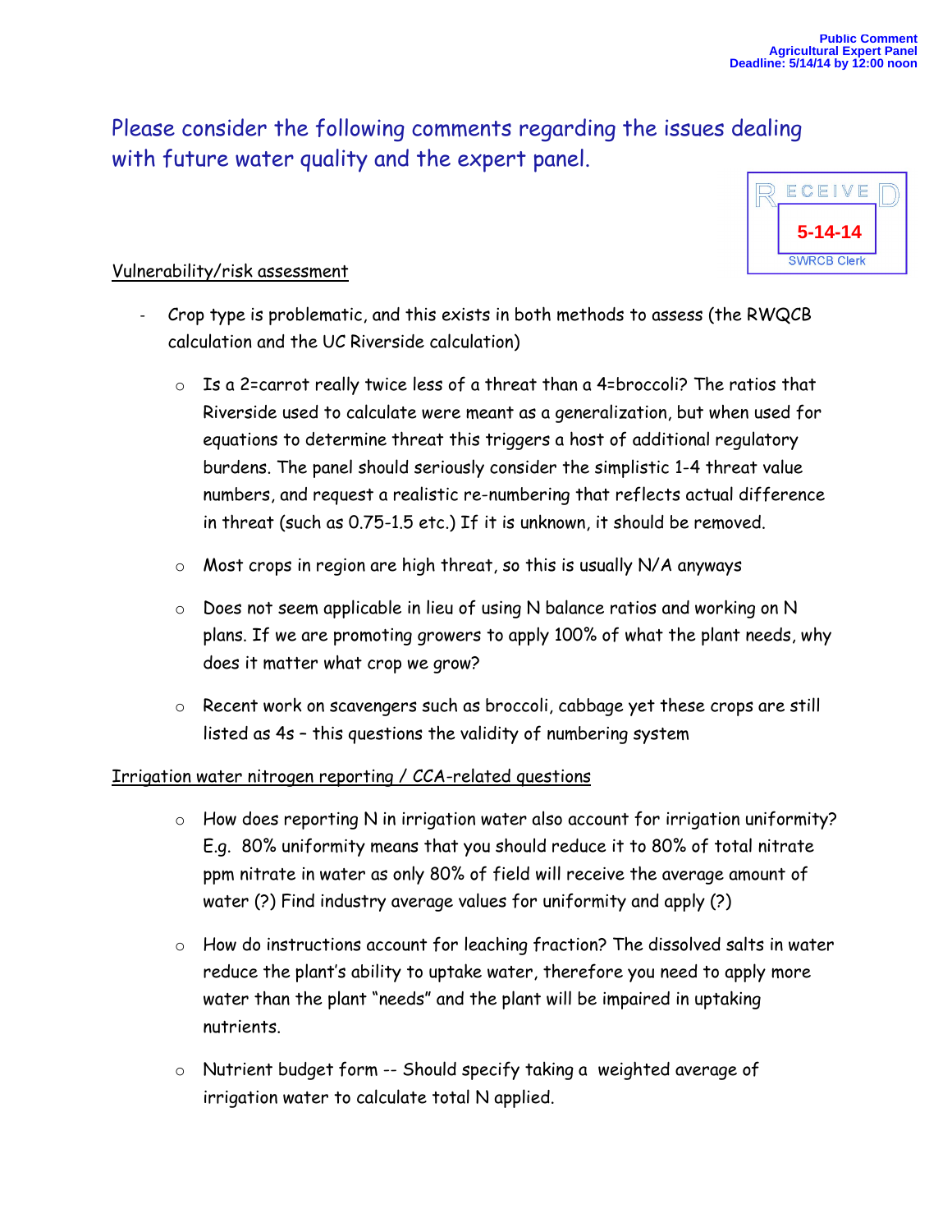Public Comment
Agricultural Expert Panel
Deadline: 5/14/14 by 12:00 noon

RECEIVED
5-14-14
SWRCB Clerk

Please consider the following comments regarding the issues dealing with future water quality and the expert panel.

Vulnerability/risk assessment

- Crop type is problematic, and this exists in both methods to assess (the RWQCB calculation and the UC Riverside calculation)
  - Is a 2=carrot really twice less of a threat than a 4=broccoli? The ratios that Riverside used to calculate were meant as a generalization, but when used for equations to determine threat this triggers a host of additional regulatory burdens. The panel should seriously consider the simplistic 1-4 threat value numbers, and request a realistic re-numbering that reflects actual difference in threat (such as 0.75-1.5 etc.) If it is unknown, it should be removed.
  - Most crops in region are high threat, so this is usually N/A anyways
  - Does not seem applicable in lieu of using N balance ratios and working on N plans. If we are promoting growers to apply 100% of what the plant needs, why does it matter what crop we grow?
  - Recent work on scavengers such as broccoli, cabbage yet these crops are still listed as 4s – this questions the validity of numbering system

Irrigation water nitrogen reporting / CCA-related questions

- How does reporting N in irrigation water also account for irrigation uniformity? E.g. 80% uniformity means that you should reduce it to 80% of total nitrate ppm nitrate in water as only 80% of field will receive the average amount of water (?) Find industry average values for uniformity and apply (?)
- How do instructions account for leaching fraction? The dissolved salts in water reduce the plant's ability to uptake water, therefore you need to apply more water than the plant "needs" and the plant will be impaired in uptaking nutrients.
- Nutrient budget form -- Should specify taking a weighted average of irrigation water to calculate total N applied.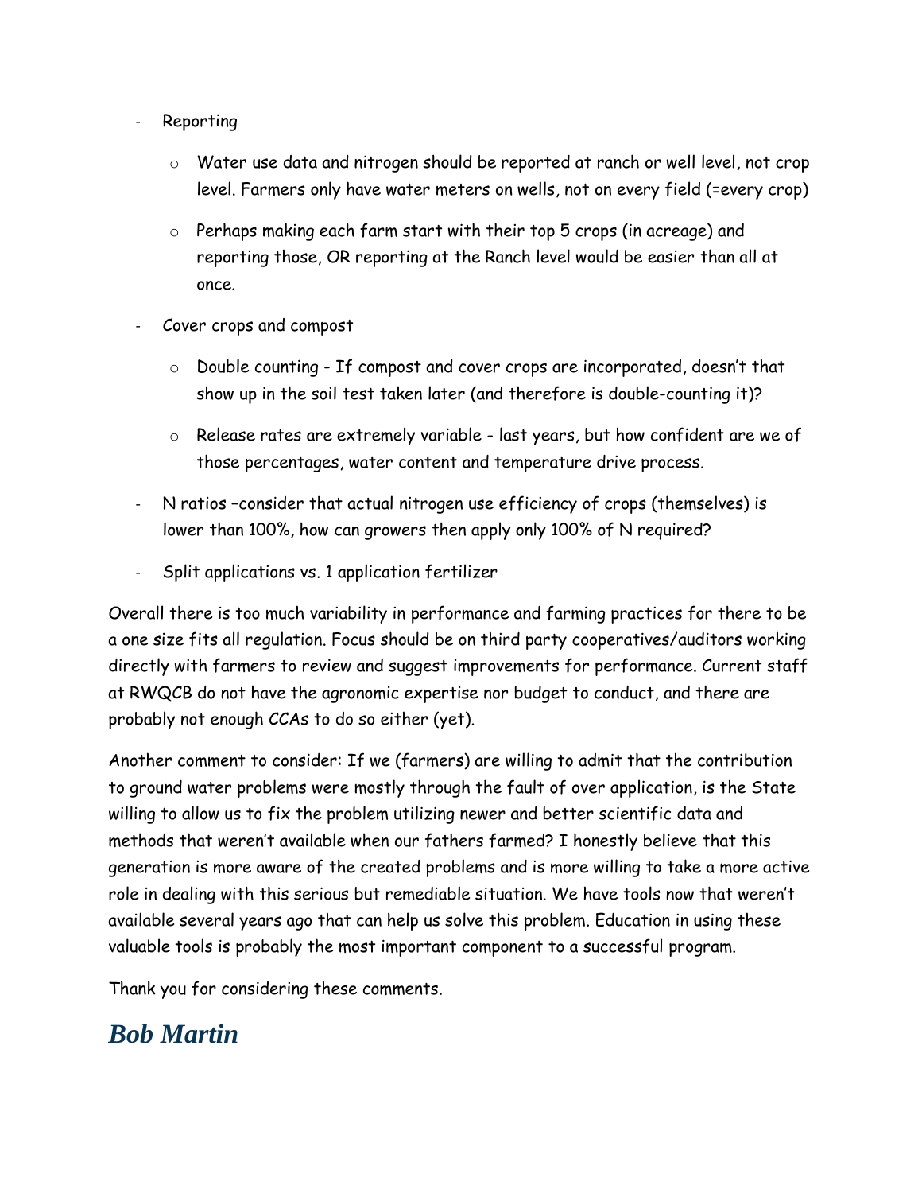- Reporting
  - Water use data and nitrogen should be reported at ranch or well level, not crop level. Farmers only have water meters on wells, not on every field (=every crop)
  - Perhaps making each farm start with their top 5 crops (in acreage) and reporting those, OR reporting at the Ranch level would be easier than all at once.
- Cover crops and compost
  - Double counting - If compost and cover crops are incorporated, doesn't that show up in the soil test taken later (and therefore is double-counting it)?
  - Release rates are extremely variable - last years, but how confident are we of those percentages, water content and temperature drive process.
- N ratios –consider that actual nitrogen use efficiency of crops (themselves) is lower than 100%, how can growers then apply only 100% of N required?
- Split applications vs. 1 application fertilizer

Overall there is too much variability in performance and farming practices for there to be a one size fits all regulation. Focus should be on third party cooperatives/auditors working directly with farmers to review and suggest improvements for performance. Current staff at RWQCB do not have the agronomic expertise nor budget to conduct, and there are probably not enough CCAs to do so either (yet).

Another comment to consider: If we (farmers) are willing to admit that the contribution to ground water problems were mostly through the fault of over application, is the State willing to allow us to fix the problem utilizing newer and better scientific data and methods that weren't available when our fathers farmed? I honestly believe that this generation is more aware of the created problems and is more willing to take a more active role in dealing with this serious but remediable situation. We have tools now that weren't available several years ago that can help us solve this problem. Education in using these valuable tools is probably the most important component to a successful program.

Thank you for considering these comments.

***Bob Martin***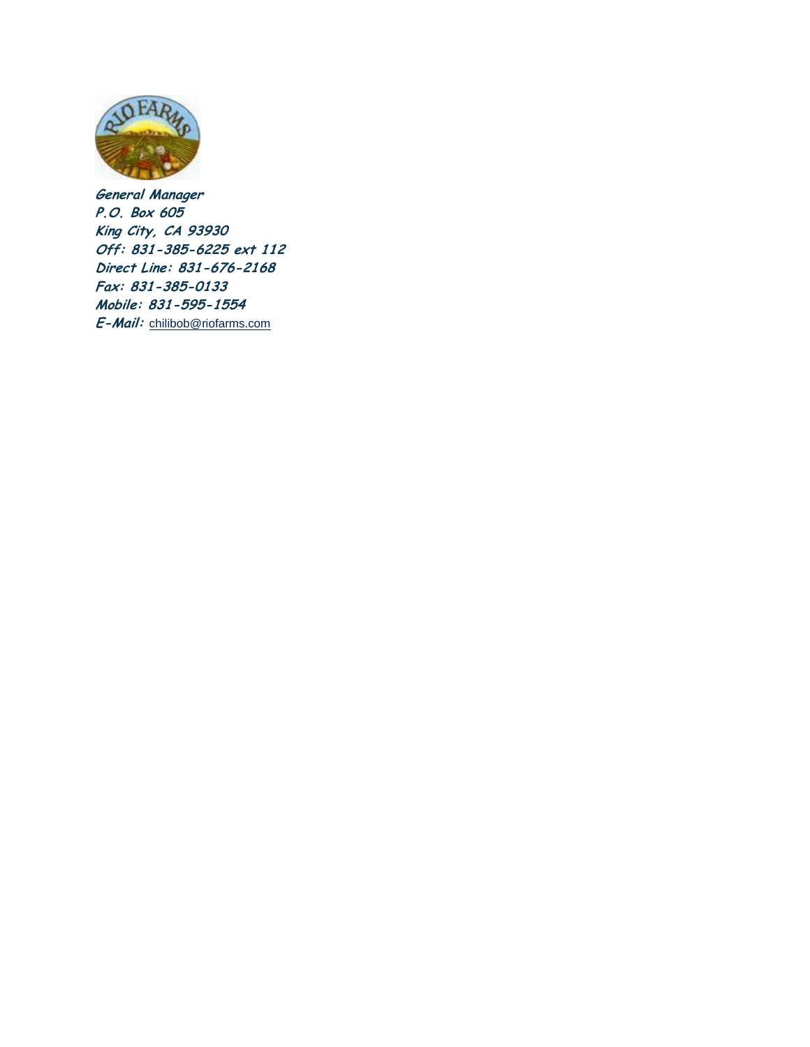***General Manager***
***P.O. Box 605***
***King City, CA 93930***
***Off: 831-385-6225 ext 112***
***Direct Line: 831-676-2168***
***Fax: 831-385-0133***
***Mobile: 831-595-1554***
***E-Mail:*** chilibob@riofarms.com